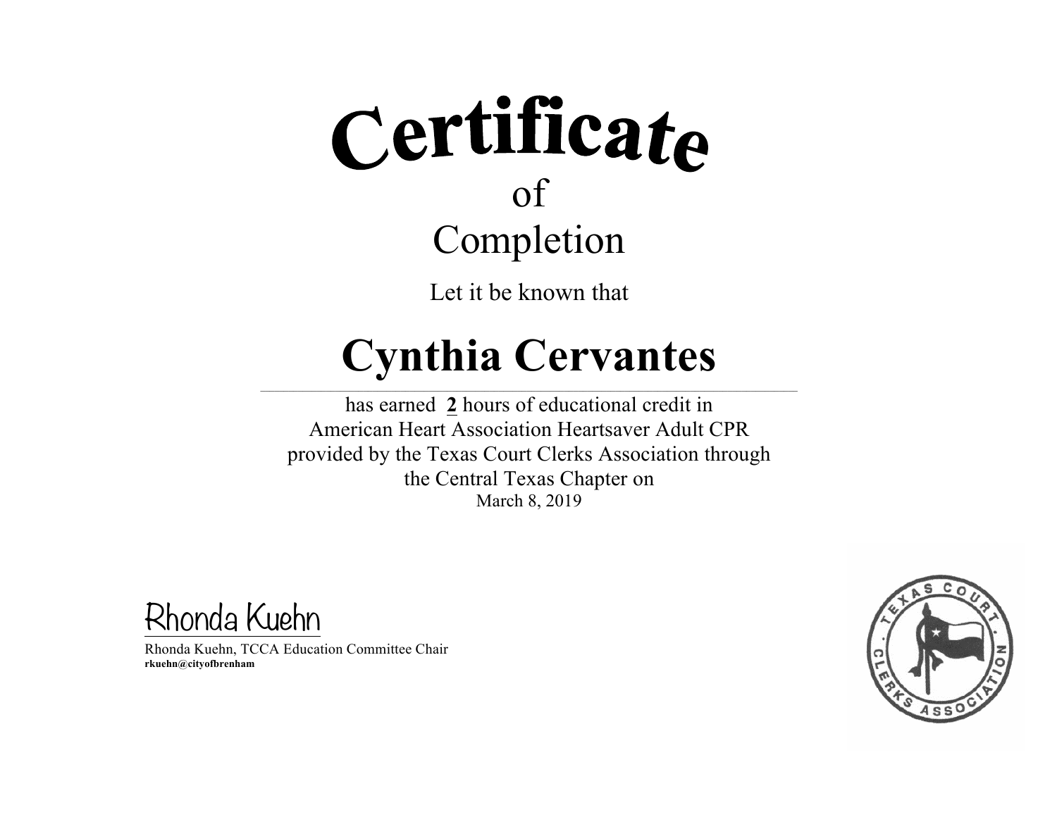# Certificate

of

Completion

Let it be known that

# Cynthia Cervantes

has earned **2** hours of educational credit in
American Heart Association Heartsaver Adult CPR
provided by the Texas Court Clerks Association through
the Central Texas Chapter on
March 8, 2019

Rhonda Kuehn

Rhonda Kuehn, TCCA Education Committee Chair
**rkuehn@cityofbrenham**

TEXAS COURT CLERKS ASSOCIATION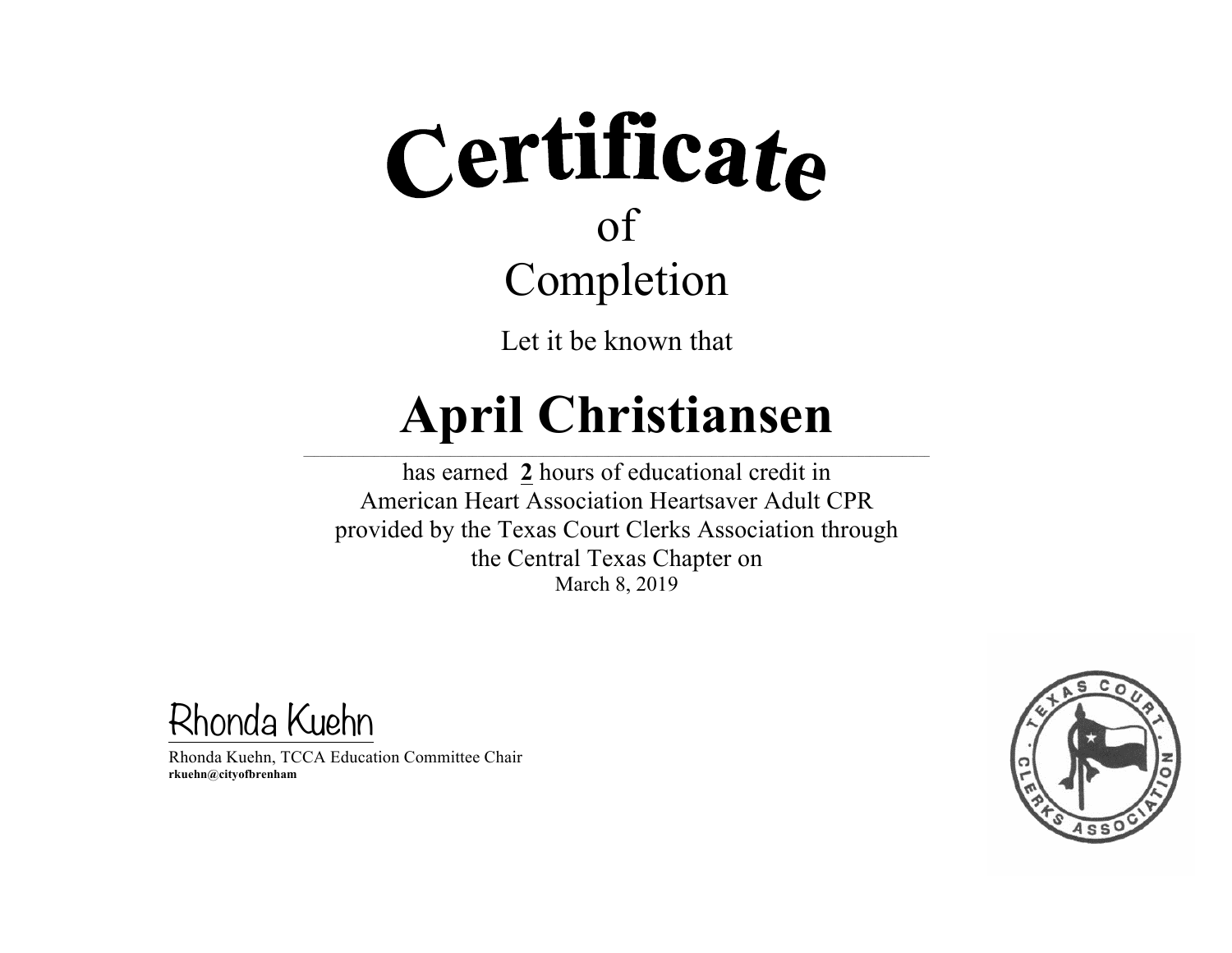# Certificate

of

Completion

Let it be known that

## April Christiansen

has earned **2** hours of educational credit in
American Heart Association Heartsaver Adult CPR
provided by the Texas Court Clerks Association through
the Central Texas Chapter on
March 8, 2019

Rhonda Kuehn

Rhonda Kuehn, TCCA Education Committee Chair
**rkuehn@cityofbrenham**

TEXAS COURT · CLERKS ASSOCIATION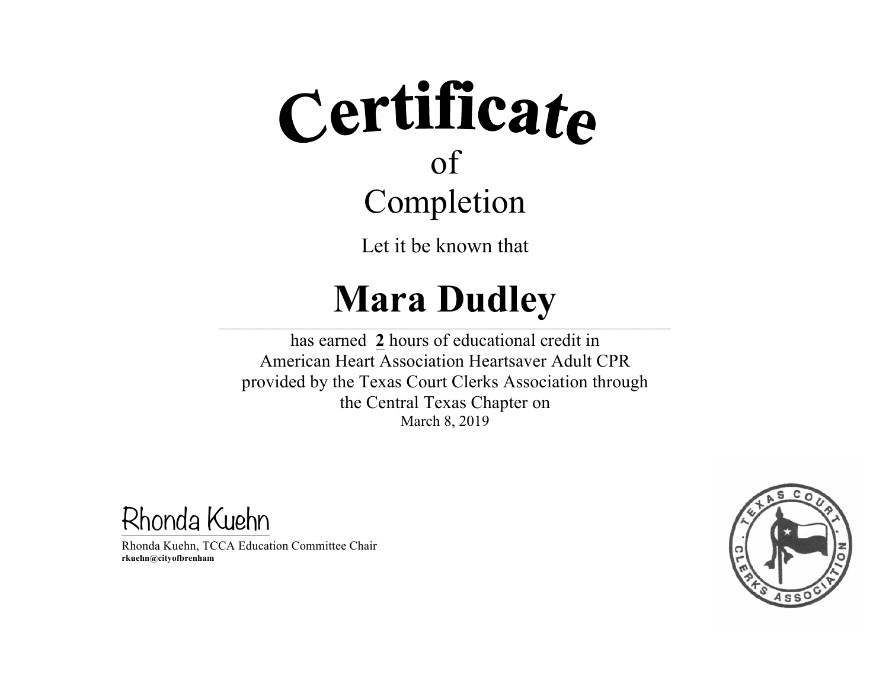# Certificate

of

Completion

Let it be known that

## Mara Dudley

has earned **2** hours of educational credit in
American Heart Association Heartsaver Adult CPR
provided by the Texas Court Clerks Association through
the Central Texas Chapter on
March 8, 2019

Rhonda Kuehn

Rhonda Kuehn, TCCA Education Committee Chair
**rkuehn@cityofbrenham**

TEXAS COURT CLERKS ASSOCIATION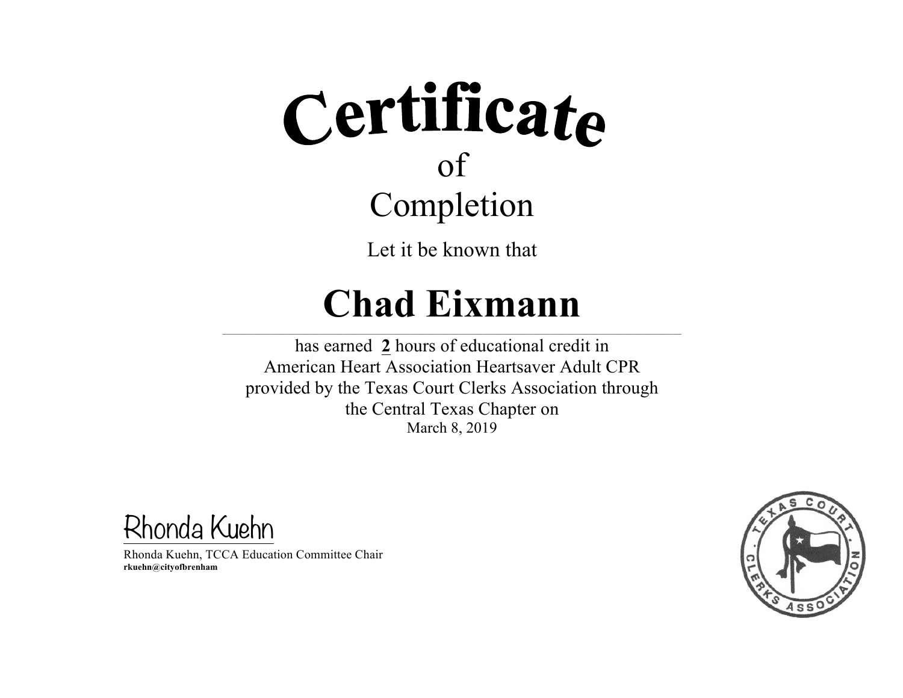# Certificate

of

## Completion

Let it be known that

# Chad Eixmann

has earned **2** hours of educational credit in
American Heart Association Heartsaver Adult CPR
provided by the Texas Court Clerks Association through
the Central Texas Chapter on
March 8, 2019

Rhonda Kuehn

Rhonda Kuehn, TCCA Education Committee Chair
**rkuehn@cityofbrenham**

TEXAS COURT CLERKS ASSOCIATION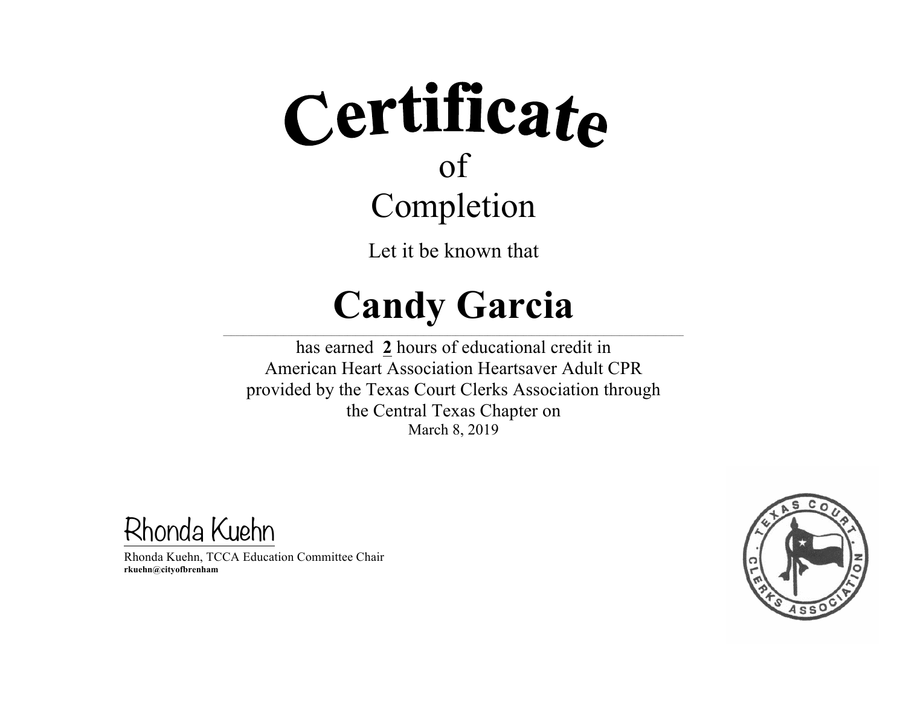# Certificate

of

Completion

Let it be known that

# Candy Garcia

has earned **2** hours of educational credit in
American Heart Association Heartsaver Adult CPR
provided by the Texas Court Clerks Association through
the Central Texas Chapter on
March 8, 2019

Rhonda Kuehn

Rhonda Kuehn, TCCA Education Committee Chair
**rkuehn@cityofbrenham**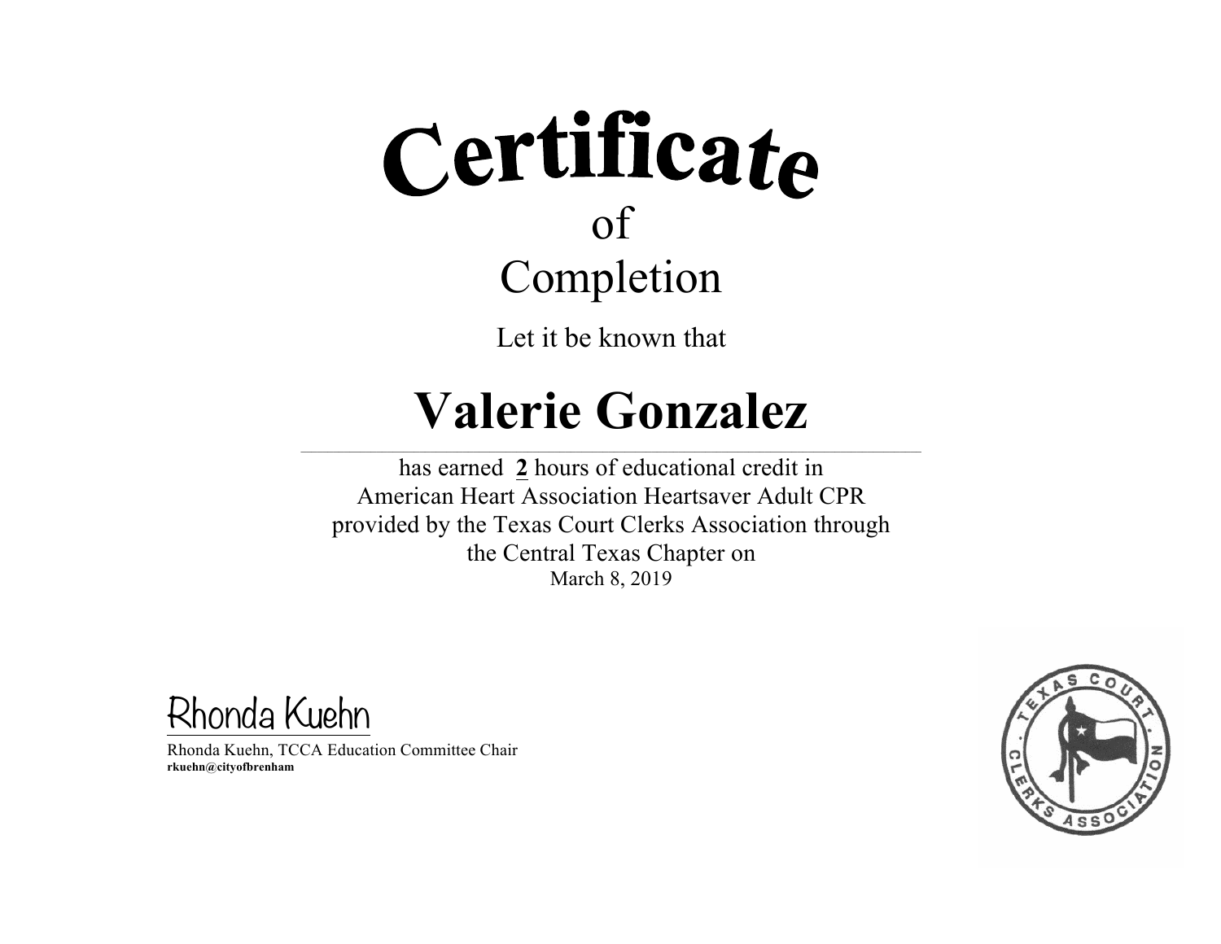# Certificate

## of

## Completion

Let it be known that

# Valerie Gonzalez

has earned **2** hours of educational credit in
American Heart Association Heartsaver Adult CPR
provided by the Texas Court Clerks Association through
the Central Texas Chapter on
March 8, 2019

Rhonda Kuehn

Rhonda Kuehn, TCCA Education Committee Chair
**rkuehn@cityofbrenham**

TEXAS COURT CLERKS ASSOCIATION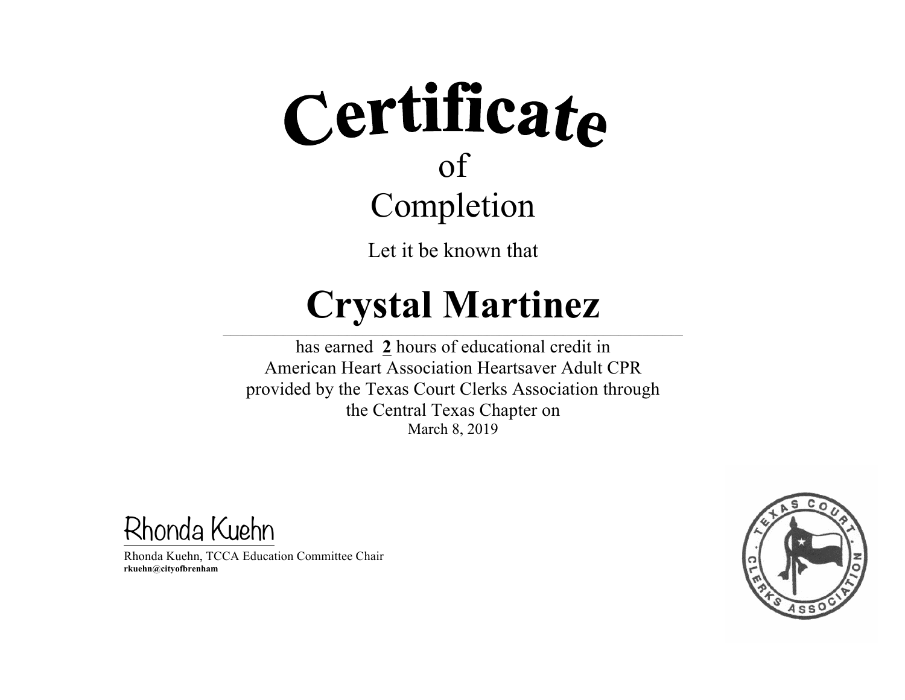# Certificate

of

Completion

Let it be known that

# Crystal Martinez

has earned **2** hours of educational credit in
American Heart Association Heartsaver Adult CPR
provided by the Texas Court Clerks Association through
the Central Texas Chapter on
March 8, 2019

Rhonda Kuehn

Rhonda Kuehn, TCCA Education Committee Chair
**rkuehn@cityofbrenham**

TEXAS COURT CLERKS ASSOCIATION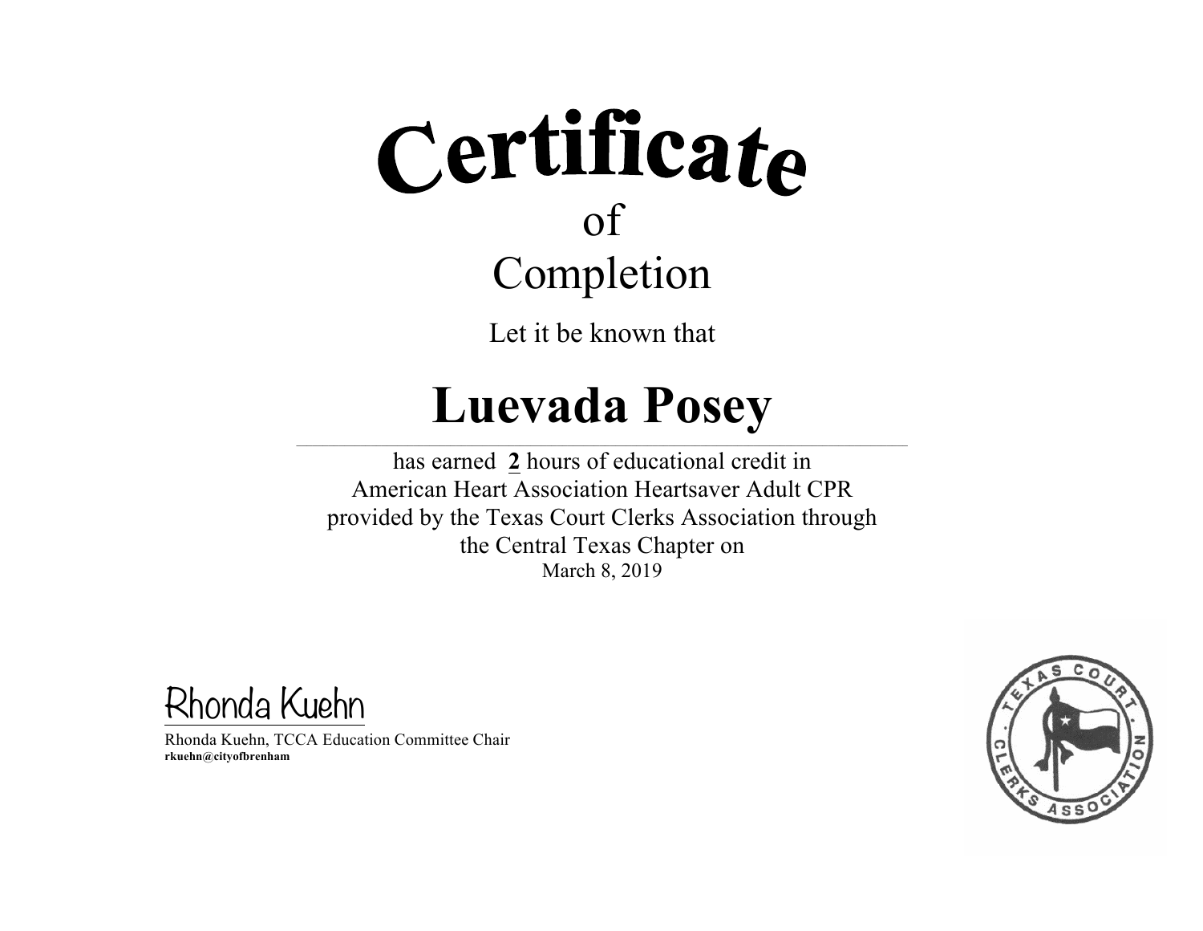# Certificate

of

Completion

Let it be known that

## Luevada Posey

has earned **2** hours of educational credit in
American Heart Association Heartsaver Adult CPR
provided by the Texas Court Clerks Association through
the Central Texas Chapter on
March 8, 2019

Rhonda Kuehn

Rhonda Kuehn, TCCA Education Committee Chair
**rkuehn@cityofbrenham**

TEXAS COURT CLERKS ASSOCIATION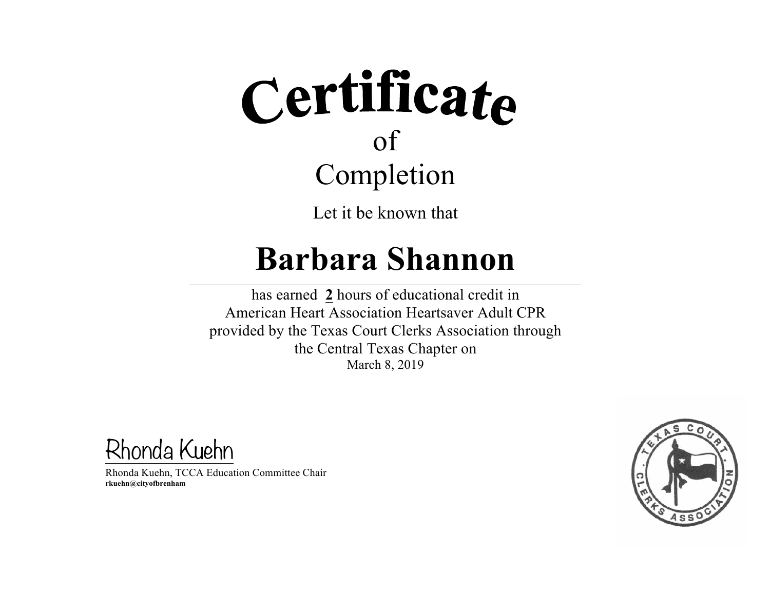# Certificate

of

Completion

Let it be known that

## Barbara Shannon

has earned **2** hours of educational credit in
American Heart Association Heartsaver Adult CPR
provided by the Texas Court Clerks Association through
the Central Texas Chapter on
March 8, 2019

Rhonda Kuehn

Rhonda Kuehn, TCCA Education Committee Chair
**rkuehn@cityofbrenham**

TEXAS COURT CLERKS ASSOCIATION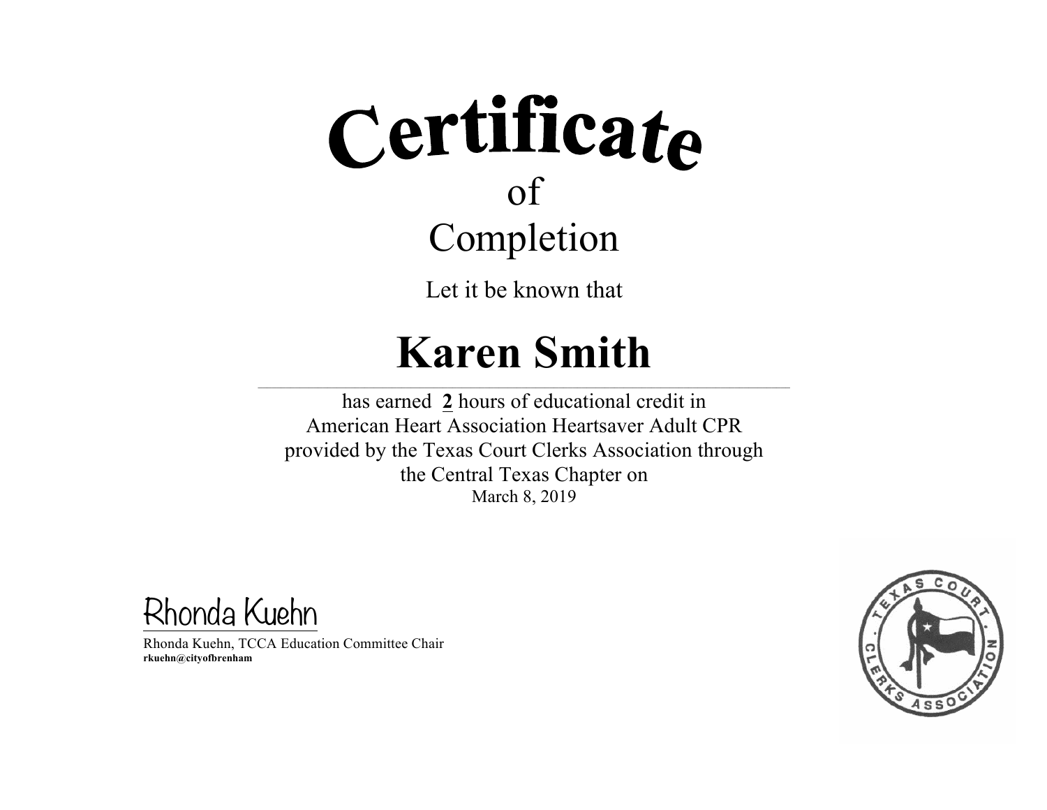# Certificate

of

Completion

Let it be known that

## Karen Smith

has earned **2** hours of educational credit in
American Heart Association Heartsaver Adult CPR
provided by the Texas Court Clerks Association through
the Central Texas Chapter on
March 8, 2019

Rhonda Kuehn

Rhonda Kuehn, TCCA Education Committee Chair
**rkuehn@cityofbrenham**

TEXAS COURT CLERKS ASSOCIATION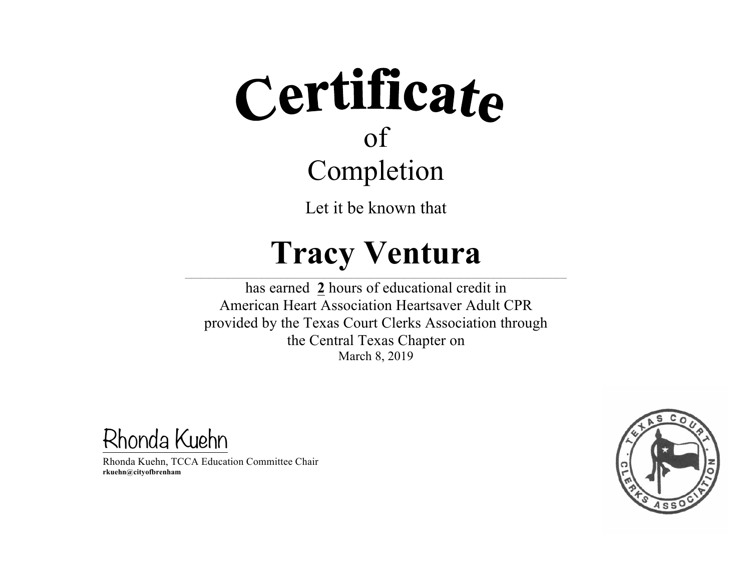# Certificate

of

Completion

Let it be known that

# Tracy Ventura

has earned **2** hours of educational credit in
American Heart Association Heartsaver Adult CPR
provided by the Texas Court Clerks Association through
the Central Texas Chapter on
March 8, 2019

Rhonda Kuehn

Rhonda Kuehn, TCCA Education Committee Chair
**rkuehn@cityofbrenham**

TEXAS COURT CLERKS ASSOCIATION